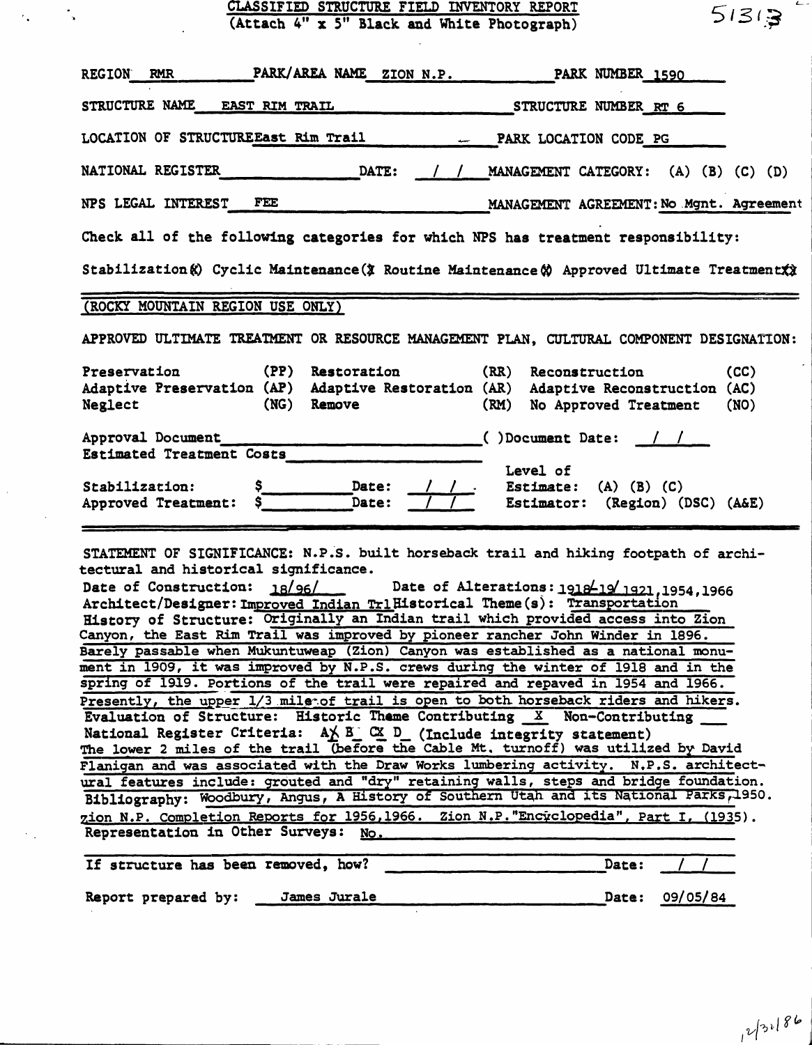# CLASSIFIED STRUCTURE FIELD INVENTORY REPORT
(Attach 4" x 5" Black and White Photograph)

51313

REGION RMR  PARK/AREA NAME ZION N.P.  PARK NUMBER 1590

STRUCTURE NAME EAST RIM TRAIL  STRUCTURE NUMBER RT 6

LOCATION OF STRUCTURE East Rim Trail  PARK LOCATION CODE PG

NATIONAL REGISTER  DATE: / /  MANAGEMENT CATEGORY: (A) (B) (C) (D)

NPS LEGAL INTEREST FEE  MANAGEMENT AGREEMENT: No Mgnt. Agreement

Check all of the following categories for which NPS has treatment responsibility:

Stabilization (X) Cyclic Maintenance (X) Routine Maintenance (X) Approved Ultimate Treatment (X)

---

(ROCKY MOUNTAIN REGION USE ONLY)

APPROVED ULTIMATE TREATMENT OR RESOURCE MANAGEMENT PLAN, CULTURAL COMPONENT DESIGNATION:

| | | | | | |
|---|---|---|---|---|---|
| Preservation | (PP) | Restoration | (RR) | Reconstruction | (CC) |
| Adaptive Preservation | (AP) | Adaptive Restoration | (AR) | Adaptive Reconstruction | (AC) |
| Neglect | (NG) | Remove | (RM) | No Approved Treatment | (NO) |

Approval Document ________________ ( ) Document Date: / /
Estimated Treatment Costs ________________

Stabilization: $ ______ Date: / /  Level of Estimate: (A) (B) (C)
Approved Treatment: $ ______ Date: / /  Estimator: (Region) (DSC) (A&E)

---

STATEMENT OF SIGNIFICANCE: N.P.S. built horseback trail and hiking footpath of architectural and historical significance.

Date of Construction: 18/96/  Date of Alterations: 1918-19/ 1921, 1954, 1966

Architect/Designer: Improved Indian Trl  Historical Theme(s): Transportation

History of Structure: Originally an Indian trail which provided access into Zion Canyon, the East Rim Trail was improved by pioneer rancher John Winder in 1896. Barely passable when Mukuntuweap (Zion) Canyon was established as a national monument in 1909, it was improved by N.P.S. crews during the winter of 1918 and in the spring of 1919. Portions of the trail were repaired and repaved in 1954 and 1966. Presently, the upper 1/3 mile of trail is open to both horseback riders and hikers.

Evaluation of Structure: Historic Theme Contributing X Non-Contributing ___

National Register Criteria: A X B_ C X D_ (Include integrity statement)

The lower 2 miles of the trail (before the Cable Mt. turnoff) was utilized by David Flanigan and was associated with the Draw Works lumbering activity. N.P.S. architectural features include: grouted and "dry" retaining walls, steps and bridge foundation.

Bibliography: Woodbury, Angus, A History of Southern Utah and its National Parks, 1950. Zion N.P. Completion Reports for 1956, 1966. Zion N.P. "Encyclopedia", Part I, (1935).

Representation in Other Surveys: No.

If structure has been removed, how? ________________ Date: / /

Report prepared by: James Jurale  Date: 09/05/84

12/31/86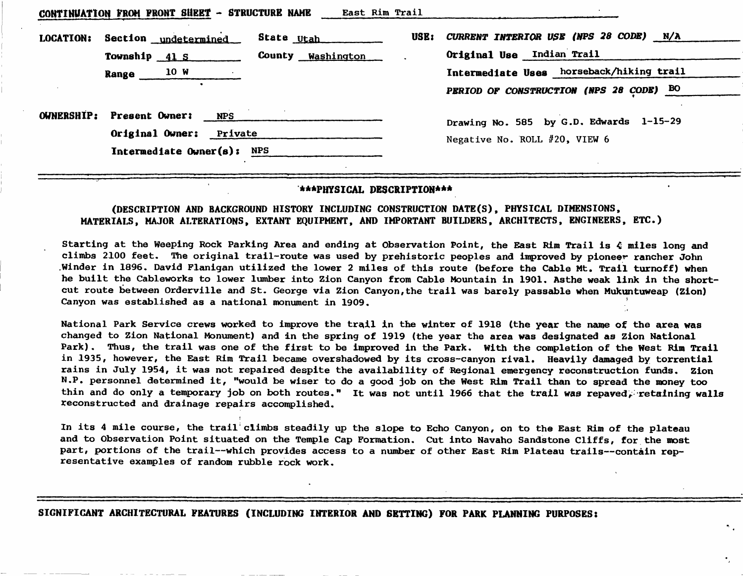**CONTINUATION FROM FRONT SHEET - STRUCTURE NAME** East Rim Trail

**LOCATION:** Section undetermined State Utah
Township 41 S County Washington
Range 10 W

**USE:** *CURRENT INTERIOR USE (NPS 28 CODE)* N/A
**Original Use** Indian Trail
**Intermediate Uses** horseback/hiking trail
*PERIOD OF CONSTRUCTION (NPS 28 CODE)* BO

**OWNERSHIP:** **Present Owner:** NPS
**Original Owner:** Private
**Intermediate Owner(s):** NPS

Drawing No. 585 by G.D. Edwards 1-15-29
Negative No. ROLL #20, VIEW 6

## ***PHYSICAL DESCRIPTION***

(DESCRIPTION AND BACKGROUND HISTORY INCLUDING CONSTRUCTION DATE(S), PHYSICAL DIMENSIONS, MATERIALS, MAJOR ALTERATIONS, EXTANT EQUIPMENT, AND IMPORTANT BUILDERS, ARCHITECTS, ENGINEERS, ETC.)

Starting at the Weeping Rock Parking Area and ending at Observation Point, the East Rim Trail is 4 miles long and climbs 2100 feet. The original trail-route was used by prehistoric peoples and improved by pioneer rancher John Winder in 1896. David Flanigan utilized the lower 2 miles of this route (before the Cable Mt. Trail turnoff) when he built the Cableworks to lower lumber into Zion Canyon from Cable Mountain in 1901. Asthe weak link in the short-cut route between Orderville and St. George via Zion Canyon,the trail was barely passable when Mukuntuweap (Zion) Canyon was established as a national monument in 1909.

National Park Service crews worked to improve the trail in the winter of 1918 (the year the name of the area was changed to Zion National Monument) and in the spring of 1919 (the year the area was designated as Zion National Park). Thus, the trail was one of the first to be improved in the Park. With the completion of the West Rim Trail in 1935, however, the East Rim Trail became overshadowed by its cross-canyon rival. Heavily damaged by torrential rains in July 1954, it was not repaired despite the availability of Regional emergency reconstruction funds. Zion N.P. personnel determined it, "would be wiser to do a good job on the West Rim Trail than to spread the money too thin and do only a temporary job on both routes." It was not until 1966 that the trail was repaved, retaining walls reconstructed and drainage repairs accomplished.

In its 4 mile course, the trail climbs steadily up the slope to Echo Canyon, on to the East Rim of the plateau and to Observation Point situated on the Temple Cap Formation. Cut into Navaho Sandstone Cliffs, for the most part, portions of the trail--which provides access to a number of other East Rim Plateau trails--contain representative examples of random rubble rock work.

**SIGNIFICANT ARCHITECTURAL FEATURES (INCLUDING INTERIOR AND SETTING) FOR PARK PLANNING PURPOSES:**